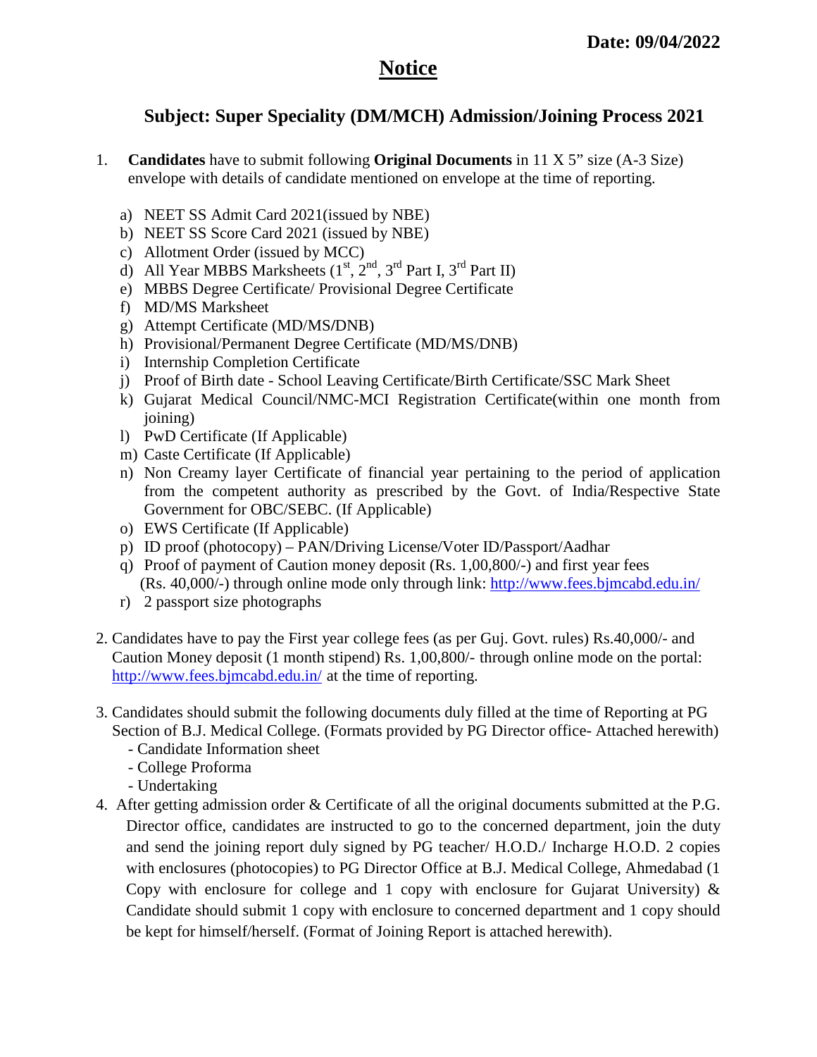**Date: 09/04/2022**

# Notice

## Subject: Super Speciality (DM/MCH) Admission/Joining Process 2021

1. **Candidates** have to submit following **Original Documents** in 11 X 5" size (A-3 Size) envelope with details of candidate mentioned on envelope at the time of reporting.

   a) NEET SS Admit Card 2021(issued by NBE)
   b) NEET SS Score Card 2021 (issued by NBE)
   c) Allotment Order (issued by MCC)
   d) All Year MBBS Marksheets ($1^{st}$, $2^{nd}$, $3^{rd}$ Part I, $3^{rd}$ Part II)
   e) MBBS Degree Certificate/ Provisional Degree Certificate
   f) MD/MS Marksheet
   g) Attempt Certificate (MD/MS/DNB)
   h) Provisional/Permanent Degree Certificate (MD/MS/DNB)
   i) Internship Completion Certificate
   j) Proof of Birth date - School Leaving Certificate/Birth Certificate/SSC Mark Sheet
   k) Gujarat Medical Council/NMC-MCI Registration Certificate(within one month from joining)
   l) PwD Certificate (If Applicable)
   m) Caste Certificate (If Applicable)
   n) Non Creamy layer Certificate of financial year pertaining to the period of application from the competent authority as prescribed by the Govt. of India/Respective State Government for OBC/SEBC. (If Applicable)
   o) EWS Certificate (If Applicable)
   p) ID proof (photocopy) – PAN/Driving License/Voter ID/Passport/Aadhar
   q) Proof of payment of Caution money deposit (Rs. 1,00,800/-) and first year fees (Rs. 40,000/-) through online mode only through link: http://www.fees.bjmcabd.edu.in/
   r) 2 passport size photographs

2. Candidates have to pay the First year college fees (as per Guj. Govt. rules) Rs.40,000/- and Caution Money deposit (1 month stipend) Rs. 1,00,800/- through online mode on the portal: http://www.fees.bjmcabd.edu.in/ at the time of reporting.

3. Candidates should submit the following documents duly filled at the time of Reporting at PG Section of B.J. Medical College. (Formats provided by PG Director office- Attached herewith)
   - Candidate Information sheet
   - College Proforma
   - Undertaking

4. After getting admission order & Certificate of all the original documents submitted at the P.G. Director office, candidates are instructed to go to the concerned department, join the duty and send the joining report duly signed by PG teacher/ H.O.D./ Incharge H.O.D. 2 copies with enclosures (photocopies) to PG Director Office at B.J. Medical College, Ahmedabad (1 Copy with enclosure for college and 1 copy with enclosure for Gujarat University) & Candidate should submit 1 copy with enclosure to concerned department and 1 copy should be kept for himself/herself. (Format of Joining Report is attached herewith).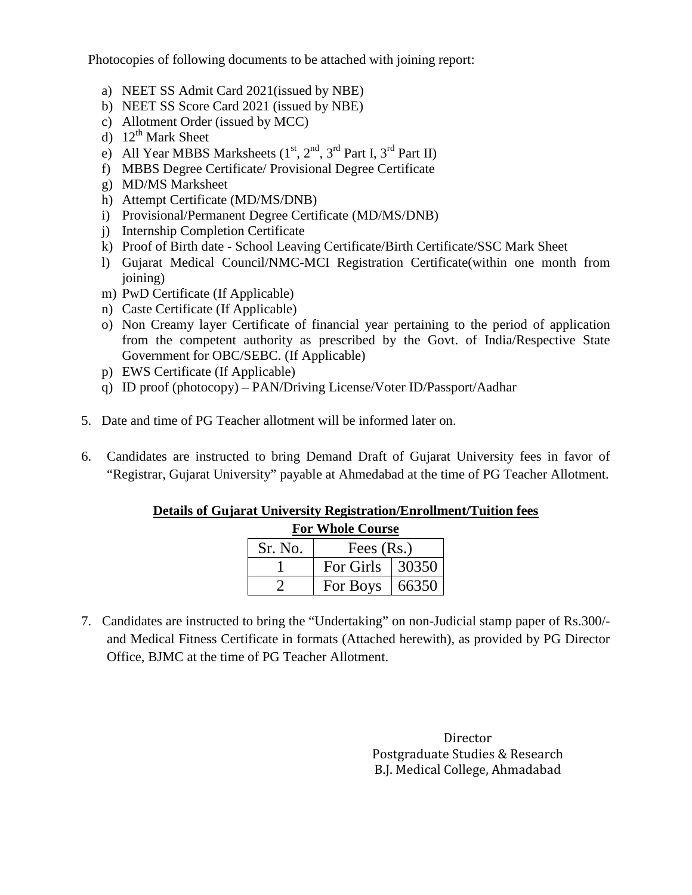Photocopies of following documents to be attached with joining report:

a) NEET SS Admit Card 2021(issued by NBE)
b) NEET SS Score Card 2021 (issued by NBE)
c) Allotment Order (issued by MCC)
d) 12th Mark Sheet
e) All Year MBBS Marksheets (1st, 2nd, 3rd Part I, 3rd Part II)
f) MBBS Degree Certificate/ Provisional Degree Certificate
g) MD/MS Marksheet
h) Attempt Certificate (MD/MS/DNB)
i) Provisional/Permanent Degree Certificate (MD/MS/DNB)
j) Internship Completion Certificate
k) Proof of Birth date - School Leaving Certificate/Birth Certificate/SSC Mark Sheet
l) Gujarat Medical Council/NMC-MCI Registration Certificate(within one month from joining)
m) PwD Certificate (If Applicable)
n) Caste Certificate (If Applicable)
o) Non Creamy layer Certificate of financial year pertaining to the period of application from the competent authority as prescribed by the Govt. of India/Respective State Government for OBC/SEBC. (If Applicable)
p) EWS Certificate (If Applicable)
q) ID proof (photocopy) – PAN/Driving License/Voter ID/Passport/Aadhar

5. Date and time of PG Teacher allotment will be informed later on.

6. Candidates are instructed to bring Demand Draft of Gujarat University fees in favor of "Registrar, Gujarat University" payable at Ahmedabad at the time of PG Teacher Allotment.

**Details of Gujarat University Registration/Enrollment/Tuition fees**

**For Whole Course**

| Sr. No. | Fees (Rs.) | |
|---|---|---|
| 1 | For Girls | 30350 |
| 2 | For Boys | 66350 |

7. Candidates are instructed to bring the "Undertaking" on non-Judicial stamp paper of Rs.300/- and Medical Fitness Certificate in formats (Attached herewith), as provided by PG Director Office, BJMC at the time of PG Teacher Allotment.

Director
Postgraduate Studies & Research
B.J. Medical College, Ahmadabad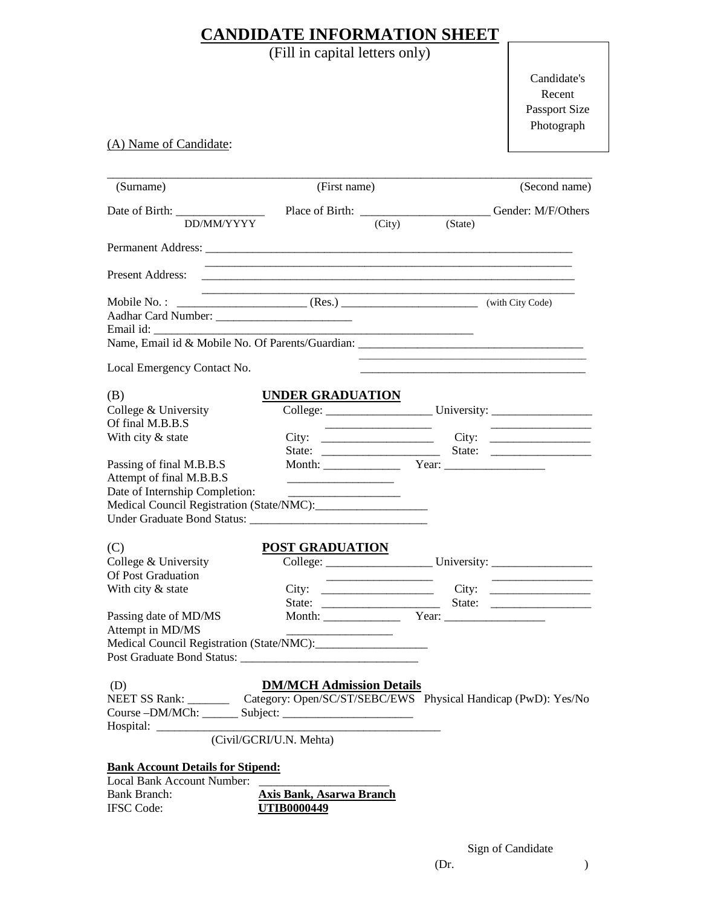# CANDIDATE INFORMATION SHEET

(Fill in capital letters only)

Candidate's Recent Passport Size Photograph

(A) Name of Candidate:

______________________________________________________________________________

(Surname) (First name) (Second name)

Date of Birth: _______________ Place of Birth: ______________________ Gender: M/F/Others

DD/MM/YYYY (City) (State)

Permanent Address: ____________________________________________________________

____________________________________________________________

Present Address: ____________________________________________________________

____________________________________________________________

Mobile No. : ______________________ (Res.) _______________________ (with City Code)

Aadhar Card Number: ________________________

Email id: ________________________________________________________

Name, Email id & Mobile No. Of Parents/Guardian: ______________________________________

______________________________________

Local Emergency Contact No. ______________________________________

## (B) UNDER GRADUATION

College & University Of final M.B.B.S With city & state

College: __________________ University: _________________

__________________ _________________

City: __________________ City: _________________

State: __________________ State: _________________

Passing of final M.B.B.S Month: _____________ Year: _________________

Attempt of final M.B.B.S __________________

Date of Internship Completion: __________________

Medical Council Registration (State/NMC):___________________

Under Graduate Bond Status: _______________________________

## (C) POST GRADUATION

College & University Of Post Graduation With city & state

College: __________________ University: _________________

__________________ _________________

City: __________________ City: _________________

State: __________________ State: _________________

Passing date of MD/MS Month: _____________ Year: _________________

Attempt in MD/MS __________________

Medical Council Registration (State/NMC):___________________

Post Graduate Bond Status: _______________________________

## (D) DM/MCH Admission Details

NEET SS Rank: _______ Category: Open/SC/ST/SEBC/EWS Physical Handicap (PwD): Yes/No

Course –DM/MCh: ______ Subject: ______________________

Hospital: ____________________________________________

(Civil/GCRI/U.N. Mehta)

**Bank Account Details for Stipend:**

Local Bank Account Number: ______________________

Bank Branch: **Axis Bank, Asarwa Branch**

IFSC Code: **UTIB0000449**

Sign of Candidate

(Dr. )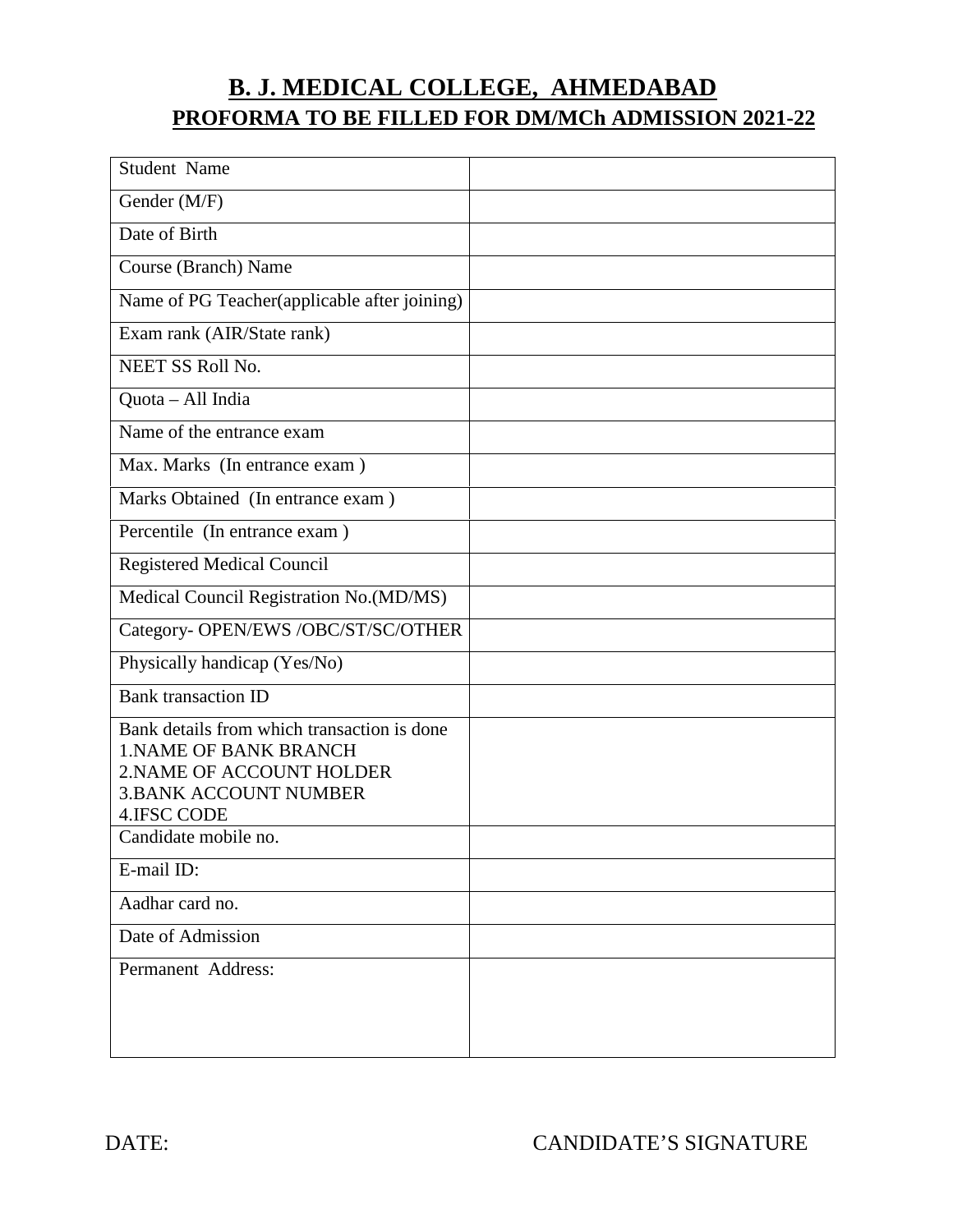# B. J. MEDICAL COLLEGE, AHMEDABAD

## PROFORMA TO BE FILLED FOR DM/MCh ADMISSION 2021-22

| | |
|---|---|
| Student Name | |
| Gender (M/F) | |
| Date of Birth | |
| Course (Branch) Name | |
| Name of PG Teacher(applicable after joining) | |
| Exam rank (AIR/State rank) | |
| NEET SS Roll No. | |
| Quota – All India | |
| Name of the entrance exam | |
| Max. Marks (In entrance exam ) | |
| Marks Obtained (In entrance exam ) | |
| Percentile (In entrance exam ) | |
| Registered Medical Council | |
| Medical Council Registration No.(MD/MS) | |
| Category- OPEN/EWS /OBC/ST/SC/OTHER | |
| Physically handicap (Yes/No) | |
| Bank transaction ID | |
| Bank details from which transaction is done<br>1.NAME OF BANK BRANCH<br>2.NAME OF ACCOUNT HOLDER<br>3.BANK ACCOUNT NUMBER<br>4.IFSC CODE | |
| Candidate mobile no. | |
| E-mail ID: | |
| Aadhar card no. | |
| Date of Admission | |
| Permanent Address: | |

DATE: CANDIDATE'S SIGNATURE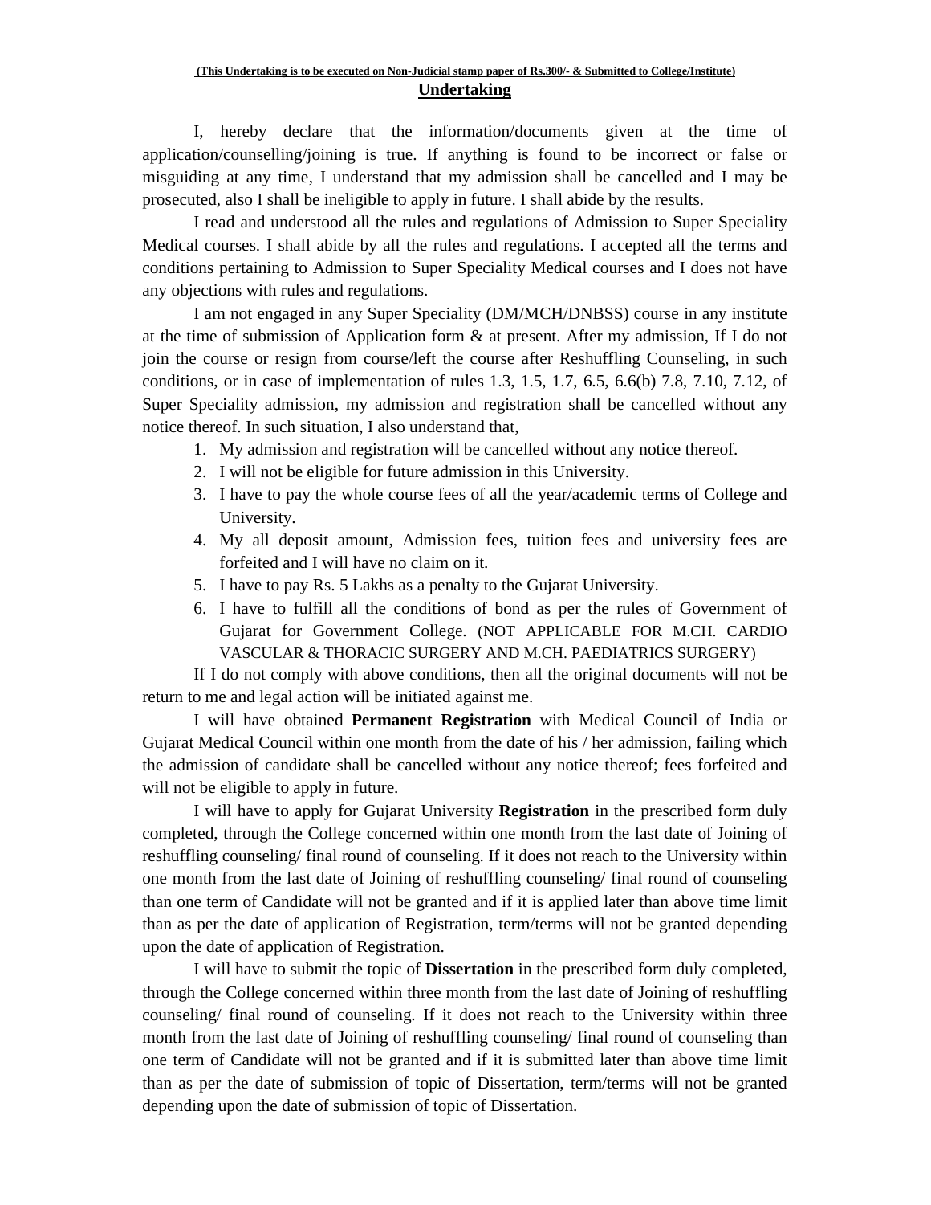**(This Undertaking is to be executed on Non-Judicial stamp paper of Rs.300/- & Submitted to College/Institute)**

## Undertaking

I, hereby declare that the information/documents given at the time of application/counselling/joining is true. If anything is found to be incorrect or false or misguiding at any time, I understand that my admission shall be cancelled and I may be prosecuted, also I shall be ineligible to apply in future. I shall abide by the results.

I read and understood all the rules and regulations of Admission to Super Speciality Medical courses. I shall abide by all the rules and regulations. I accepted all the terms and conditions pertaining to Admission to Super Speciality Medical courses and I does not have any objections with rules and regulations.

I am not engaged in any Super Speciality (DM/MCH/DNBSS) course in any institute at the time of submission of Application form & at present. After my admission, If I do not join the course or resign from course/left the course after Reshuffling Counseling, in such conditions, or in case of implementation of rules 1.3, 1.5, 1.7, 6.5, 6.6(b) 7.8, 7.10, 7.12, of Super Speciality admission, my admission and registration shall be cancelled without any notice thereof. In such situation, I also understand that,

1. My admission and registration will be cancelled without any notice thereof.
2. I will not be eligible for future admission in this University.
3. I have to pay the whole course fees of all the year/academic terms of College and University.
4. My all deposit amount, Admission fees, tuition fees and university fees are forfeited and I will have no claim on it.
5. I have to pay Rs. 5 Lakhs as a penalty to the Gujarat University.
6. I have to fulfill all the conditions of bond as per the rules of Government of Gujarat for Government College. (NOT APPLICABLE FOR M.CH. CARDIO VASCULAR & THORACIC SURGERY AND M.CH. PAEDIATRICS SURGERY)

If I do not comply with above conditions, then all the original documents will not be return to me and legal action will be initiated against me.

I will have obtained **Permanent Registration** with Medical Council of India or Gujarat Medical Council within one month from the date of his / her admission, failing which the admission of candidate shall be cancelled without any notice thereof; fees forfeited and will not be eligible to apply in future.

I will have to apply for Gujarat University **Registration** in the prescribed form duly completed, through the College concerned within one month from the last date of Joining of reshuffling counseling/ final round of counseling. If it does not reach to the University within one month from the last date of Joining of reshuffling counseling/ final round of counseling than one term of Candidate will not be granted and if it is applied later than above time limit than as per the date of application of Registration, term/terms will not be granted depending upon the date of application of Registration.

I will have to submit the topic of **Dissertation** in the prescribed form duly completed, through the College concerned within three month from the last date of Joining of reshuffling counseling/ final round of counseling. If it does not reach to the University within three month from the last date of Joining of reshuffling counseling/ final round of counseling than one term of Candidate will not be granted and if it is submitted later than above time limit than as per the date of submission of topic of Dissertation, term/terms will not be granted depending upon the date of submission of topic of Dissertation.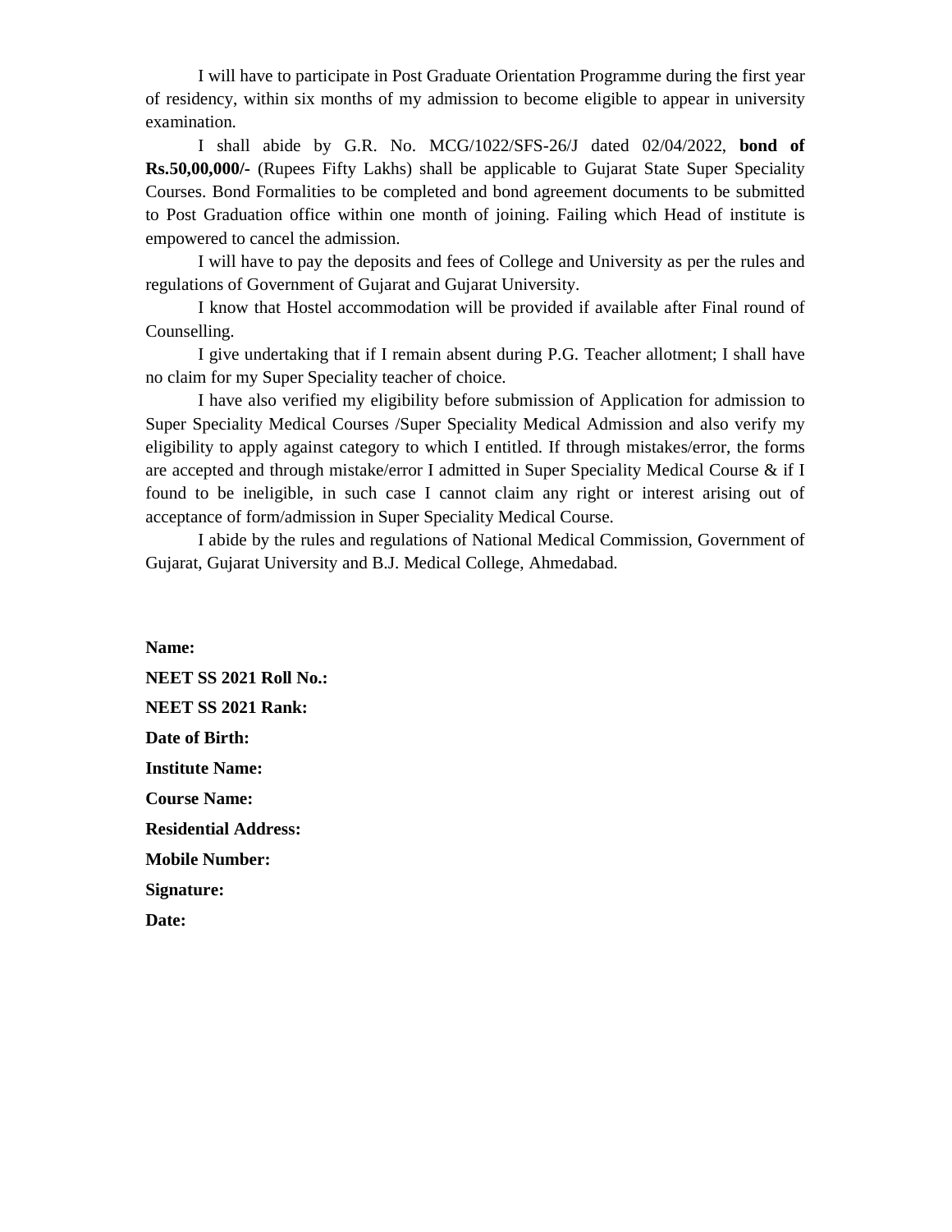I will have to participate in Post Graduate Orientation Programme during the first year of residency, within six months of my admission to become eligible to appear in university examination.

I shall abide by G.R. No. MCG/1022/SFS-26/J dated 02/04/2022, **bond of Rs.50,00,000/-** (Rupees Fifty Lakhs) shall be applicable to Gujarat State Super Speciality Courses. Bond Formalities to be completed and bond agreement documents to be submitted to Post Graduation office within one month of joining. Failing which Head of institute is empowered to cancel the admission.

I will have to pay the deposits and fees of College and University as per the rules and regulations of Government of Gujarat and Gujarat University.

I know that Hostel accommodation will be provided if available after Final round of Counselling.

I give undertaking that if I remain absent during P.G. Teacher allotment; I shall have no claim for my Super Speciality teacher of choice.

I have also verified my eligibility before submission of Application for admission to Super Speciality Medical Courses /Super Speciality Medical Admission and also verify my eligibility to apply against category to which I entitled. If through mistakes/error, the forms are accepted and through mistake/error I admitted in Super Speciality Medical Course & if I found to be ineligible, in such case I cannot claim any right or interest arising out of acceptance of form/admission in Super Speciality Medical Course.

I abide by the rules and regulations of National Medical Commission, Government of Gujarat, Gujarat University and B.J. Medical College, Ahmedabad.

**Name:**

**NEET SS 2021 Roll No.:**

**NEET SS 2021 Rank:**

**Date of Birth:**

**Institute Name:**

**Course Name:**

**Residential Address:**

**Mobile Number:**

**Signature:**

**Date:**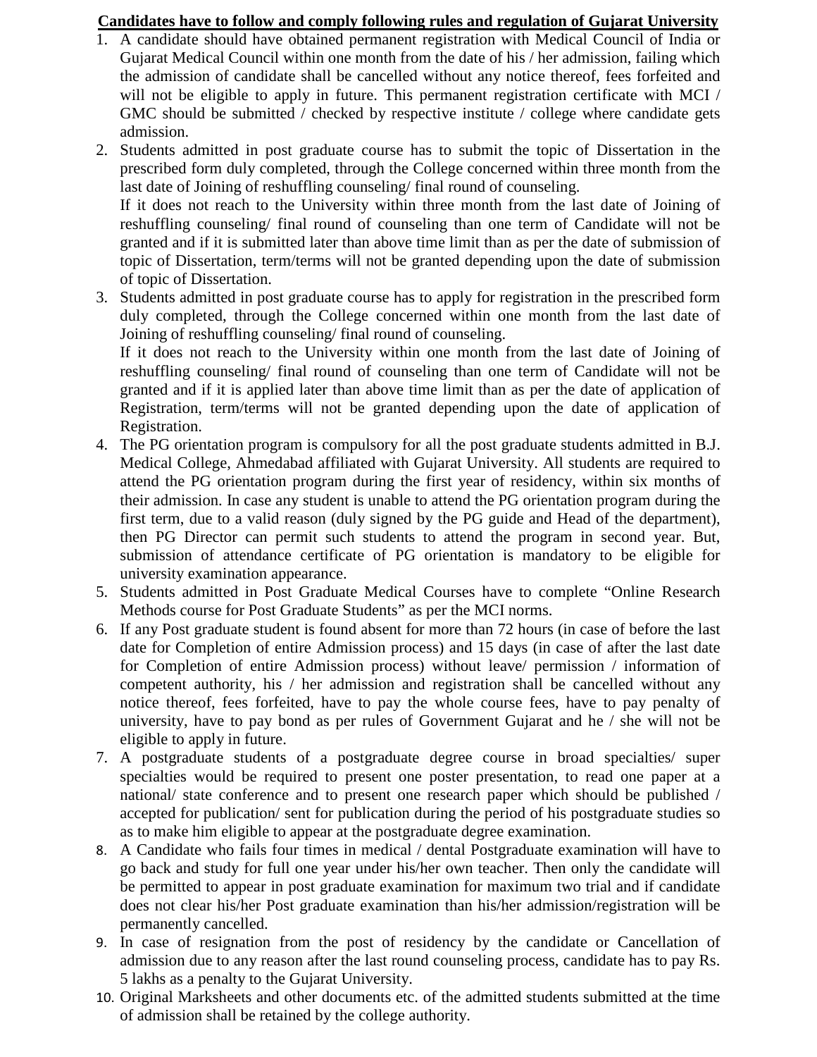**Candidates have to follow and comply following rules and regulation of Gujarat University**

1. A candidate should have obtained permanent registration with Medical Council of India or Gujarat Medical Council within one month from the date of his / her admission, failing which the admission of candidate shall be cancelled without any notice thereof, fees forfeited and will not be eligible to apply in future. This permanent registration certificate with MCI / GMC should be submitted / checked by respective institute / college where candidate gets admission.
2. Students admitted in post graduate course has to submit the topic of Dissertation in the prescribed form duly completed, through the College concerned within three month from the last date of Joining of reshuffling counseling/ final round of counseling.

   If it does not reach to the University within three month from the last date of Joining of reshuffling counseling/ final round of counseling than one term of Candidate will not be granted and if it is submitted later than above time limit than as per the date of submission of topic of Dissertation, term/terms will not be granted depending upon the date of submission of topic of Dissertation.
3. Students admitted in post graduate course has to apply for registration in the prescribed form duly completed, through the College concerned within one month from the last date of Joining of reshuffling counseling/ final round of counseling.

   If it does not reach to the University within one month from the last date of Joining of reshuffling counseling/ final round of counseling than one term of Candidate will not be granted and if it is applied later than above time limit than as per the date of application of Registration, term/terms will not be granted depending upon the date of application of Registration.
4. The PG orientation program is compulsory for all the post graduate students admitted in B.J. Medical College, Ahmedabad affiliated with Gujarat University. All students are required to attend the PG orientation program during the first year of residency, within six months of their admission. In case any student is unable to attend the PG orientation program during the first term, due to a valid reason (duly signed by the PG guide and Head of the department), then PG Director can permit such students to attend the program in second year. But, submission of attendance certificate of PG orientation is mandatory to be eligible for university examination appearance.
5. Students admitted in Post Graduate Medical Courses have to complete "Online Research Methods course for Post Graduate Students" as per the MCI norms.
6. If any Post graduate student is found absent for more than 72 hours (in case of before the last date for Completion of entire Admission process) and 15 days (in case of after the last date for Completion of entire Admission process) without leave/ permission / information of competent authority, his / her admission and registration shall be cancelled without any notice thereof, fees forfeited, have to pay the whole course fees, have to pay penalty of university, have to pay bond as per rules of Government Gujarat and he / she will not be eligible to apply in future.
7. A postgraduate students of a postgraduate degree course in broad specialties/ super specialties would be required to present one poster presentation, to read one paper at a national/ state conference and to present one research paper which should be published / accepted for publication/ sent for publication during the period of his postgraduate studies so as to make him eligible to appear at the postgraduate degree examination.
8. A Candidate who fails four times in medical / dental Postgraduate examination will have to go back and study for full one year under his/her own teacher. Then only the candidate will be permitted to appear in post graduate examination for maximum two trial and if candidate does not clear his/her Post graduate examination than his/her admission/registration will be permanently cancelled.
9. In case of resignation from the post of residency by the candidate or Cancellation of admission due to any reason after the last round counseling process, candidate has to pay Rs. 5 lakhs as a penalty to the Gujarat University.
10. Original Marksheets and other documents etc. of the admitted students submitted at the time of admission shall be retained by the college authority.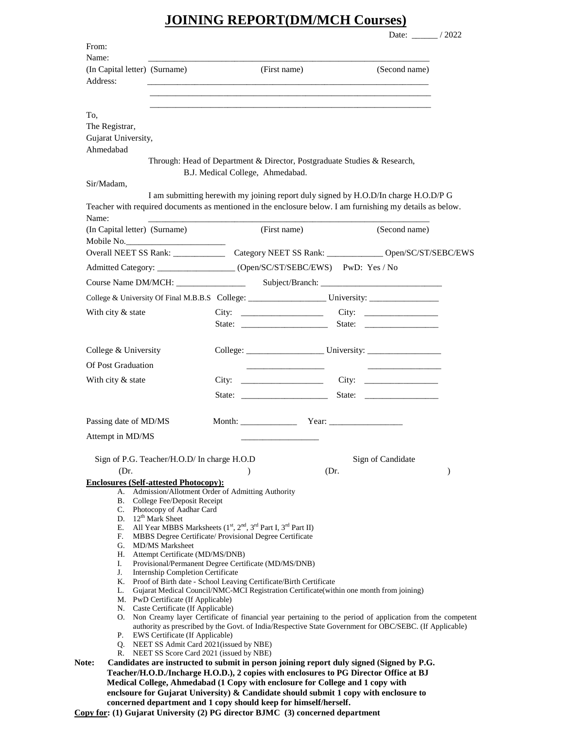# JOINING REPORT(DM/MCH Courses)

Date: ______ / 2022

From:

Name: ____________________________________________________________

(In Capital letter) (Surname) (First name) (Second name)

Address: ____________________________________________________________

____________________________________________________________

____________________________________________________________

To,
The Registrar,
Gujarat University,
Ahmedabad

Through: Head of Department & Director, Postgraduate Studies & Research,
B.J. Medical College, Ahmedabad.

Sir/Madam,

I am submitting herewith my joining report duly signed by H.O.D/In charge H.O.D/P G Teacher with required documents as mentioned in the enclosure below. I am furnishing my details as below.

Name: ____________________________________________________________

(In Capital letter) (Surname) (First name) (Second name)

Mobile No.______________________

Overall NEET SS Rank: ____________ Category NEET SS Rank: _____________ Open/SC/ST/SEBC/EWS

Admitted Category: __________________ (Open/SC/ST/SEBC/EWS) PwD: Yes / No

Course Name DM/MCH: ________________ Subject/Branch: ___________________________

College & University Of Final M.B.B.S College: __________________ University: ________________

With city & state City: ___________________ City: _________________

State: ____________________ State: _________________

College & University College: __________________ University: _________________

Of Post Graduation __________________ _________________

With city & state City: ___________________ City: _________________

State: ____________________ State: _________________

Passing date of MD/MS Month: _____________ Year: _________________

Attempt in MD/MS _________________

Sign of P.G. Teacher/H.O.D/ In charge H.O.D Sign of Candidate

(Dr. ) (Dr. )

**Enclosures (Self-attested Photocopy):**

A. Admission/Allotment Order of Admitting Authority
B. College Fee/Deposit Receipt
C. Photocopy of Aadhar Card
D. 12th Mark Sheet
E. All Year MBBS Marksheets (1st, 2nd, 3rd Part I, 3rd Part II)
F. MBBS Degree Certificate/ Provisional Degree Certificate
G. MD/MS Marksheet
H. Attempt Certificate (MD/MS/DNB)
I. Provisional/Permanent Degree Certificate (MD/MS/DNB)
J. Internship Completion Certificate
K. Proof of Birth date - School Leaving Certificate/Birth Certificate
L. Gujarat Medical Council/NMC-MCI Registration Certificate(within one month from joining)
M. PwD Certificate (If Applicable)
N. Caste Certificate (If Applicable)
O. Non Creamy layer Certificate of financial year pertaining to the period of application from the competent authority as prescribed by the Govt. of India/Respective State Government for OBC/SEBC. (If Applicable)
P. EWS Certificate (If Applicable)
Q. NEET SS Admit Card 2021(issued by NBE)
R. NEET SS Score Card 2021 (issued by NBE)

**Note: Candidates are instructed to submit in person joining report duly signed (Signed by P.G. Teacher/H.O.D./Incharge H.O.D.), 2 copies with enclosures to PG Director Office at BJ Medical College, Ahmedabad (1 Copy with enclosure for College and 1 copy with enclsoure for Gujarat University) & Candidate should submit 1 copy with enclosure to concerned department and 1 copy should keep for himself/herself.**

**Copy for: (1) Gujarat University (2) PG director BJMC (3) concerned department**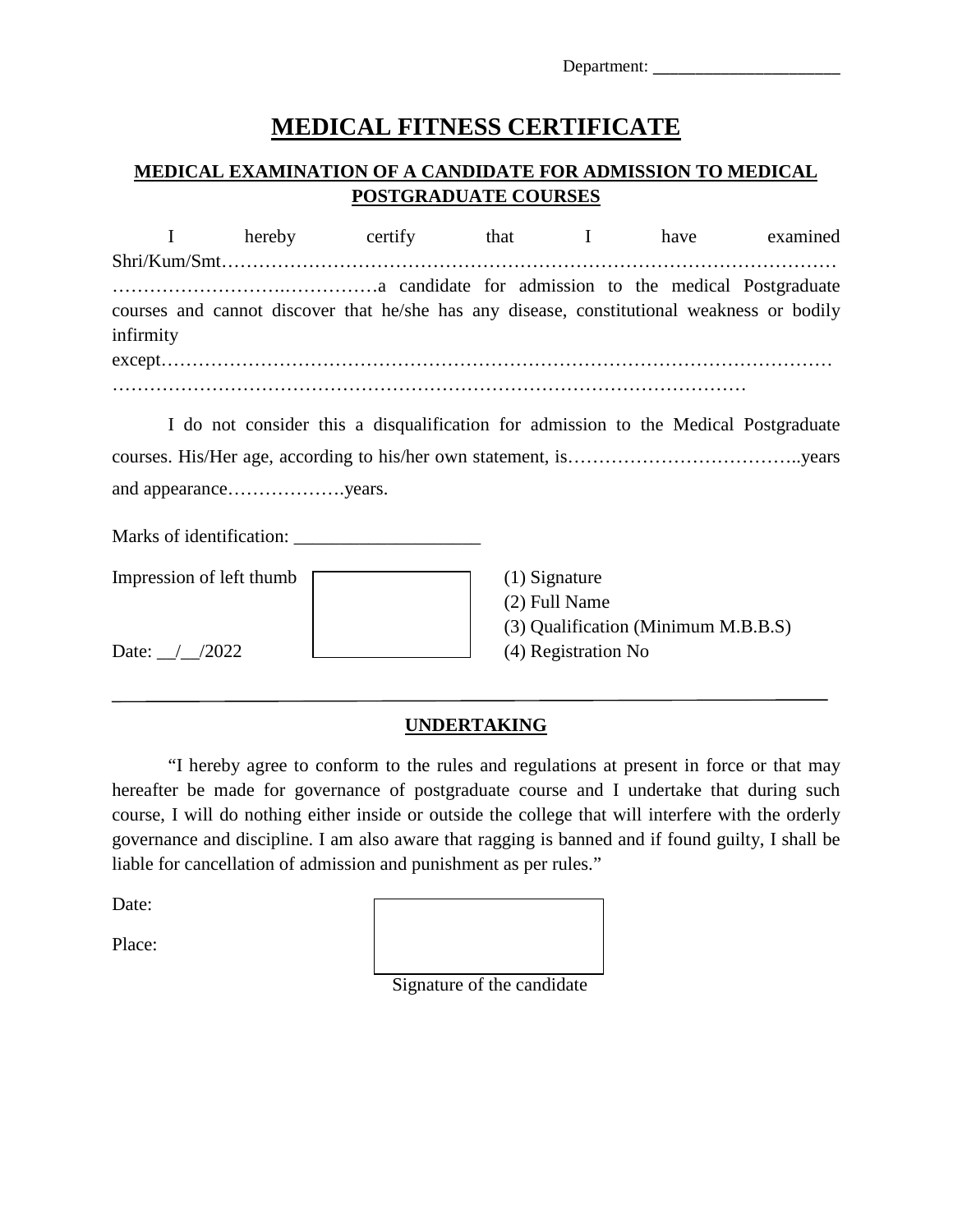Department: _____________________

# MEDICAL FITNESS CERTIFICATE

## MEDICAL EXAMINATION OF A CANDIDATE FOR ADMISSION TO MEDICAL POSTGRADUATE COURSES

I hereby certify that I have examined Shri/Kum/Smt………………………………………………………………………………………… ………………………..……………a candidate for admission to the medical Postgraduate courses and cannot discover that he/she has any disease, constitutional weakness or bodily infirmity except…………………………………………………………………………………………… ………………………………………………………………………………………

I do not consider this a disqualification for admission to the Medical Postgraduate courses. His/Her age, according to his/her own statement, is………………………………..years and appearance……………….years.

Marks of identification: ___________________

Impression of left thumb

Date: __/__/2022

(1) Signature
(2) Full Name
(3) Qualification (Minimum M.B.B.S)
(4) Registration No

---

## UNDERTAKING

"I hereby agree to conform to the rules and regulations at present in force or that may hereafter be made for governance of postgraduate course and I undertake that during such course, I will do nothing either inside or outside the college that will interfere with the orderly governance and discipline. I am also aware that ragging is banned and if found guilty, I shall be liable for cancellation of admission and punishment as per rules."

Date:

Place:

Signature of the candidate